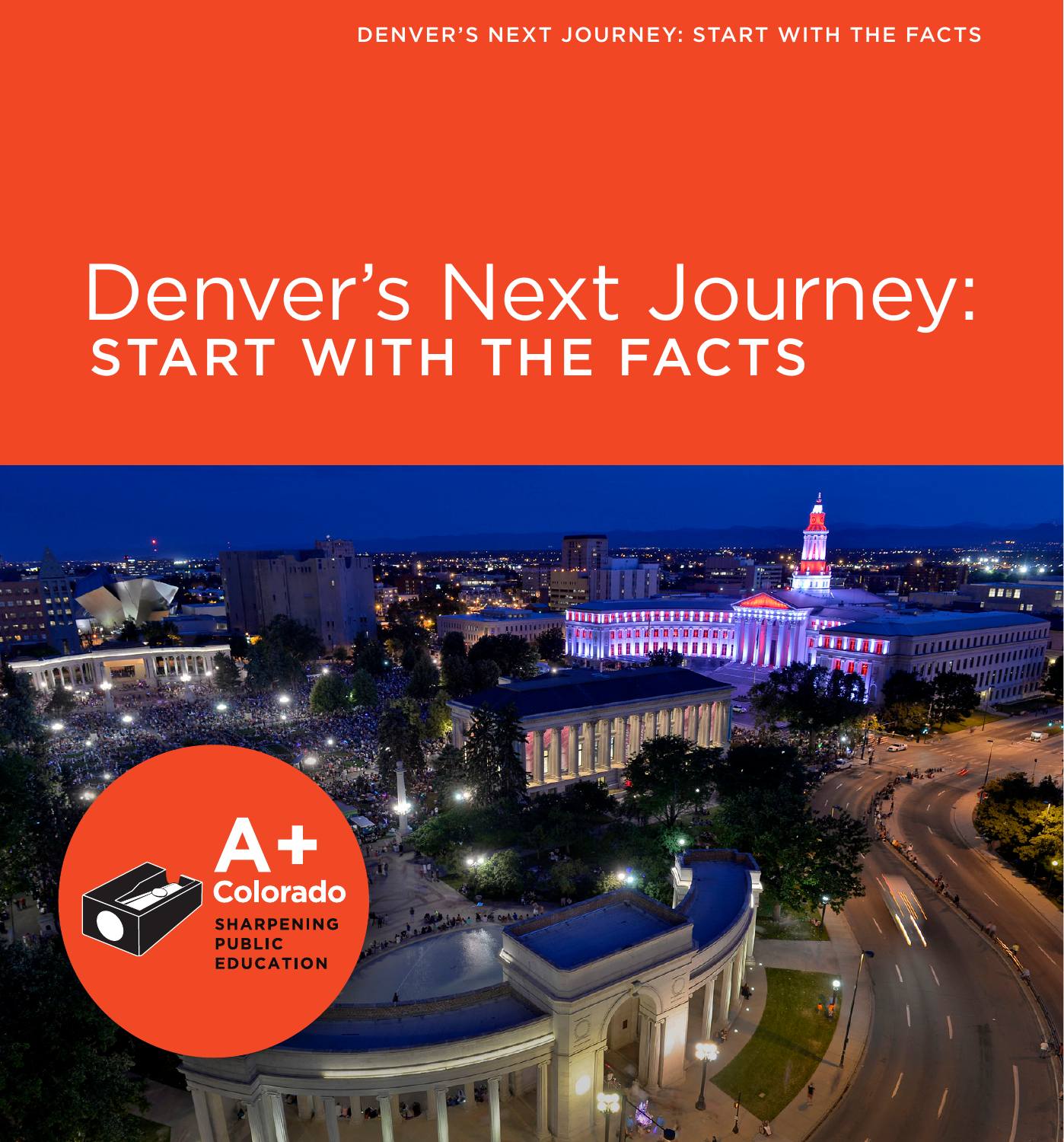# Denver's Next Journey:
## START WITH THE FACTS

A+ Colorado

SHARPENING PUBLIC EDUCATION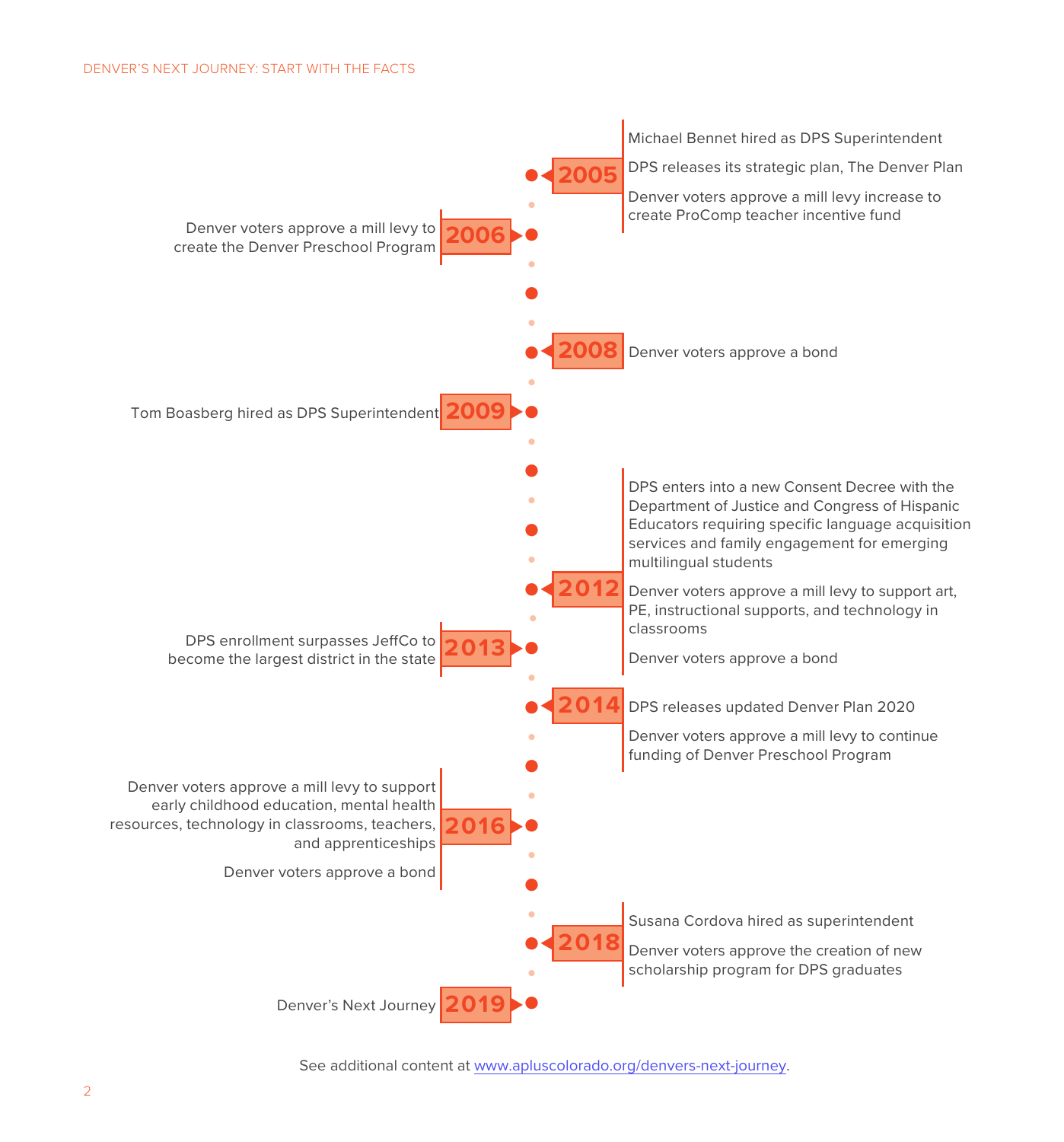**2005**

- Michael Bennet hired as DPS Superintendent
- DPS releases its strategic plan, The Denver Plan
- Denver voters approve a mill levy increase to create ProComp teacher incentive fund

**2006**

- Denver voters approve a mill levy to create the Denver Preschool Program

**2008**

- Denver voters approve a bond

**2009**

- Tom Boasberg hired as DPS Superintendent

**2012**

- DPS enters into a new Consent Decree with the Department of Justice and Congress of Hispanic Educators requiring specific language acquisition services and family engagement for emerging multilingual students
- Denver voters approve a mill levy to support art, PE, instructional supports, and technology in classrooms
- Denver voters approve a bond

**2013**

- DPS enrollment surpasses JeffCo to become the largest district in the state

**2014**

- DPS releases updated Denver Plan 2020
- Denver voters approve a mill levy to continue funding of Denver Preschool Program

**2016**

- Denver voters approve a mill levy to support early childhood education, mental health resources, technology in classrooms, teachers, and apprenticeships
- Denver voters approve a bond

**2018**

- Susana Cordova hired as superintendent
- Denver voters approve the creation of new scholarship program for DPS graduates

**2019**

- Denver's Next Journey

See additional content at [www.apluscolorado.org/denvers-next-journey](www.apluscolorado.org/denvers-next-journey).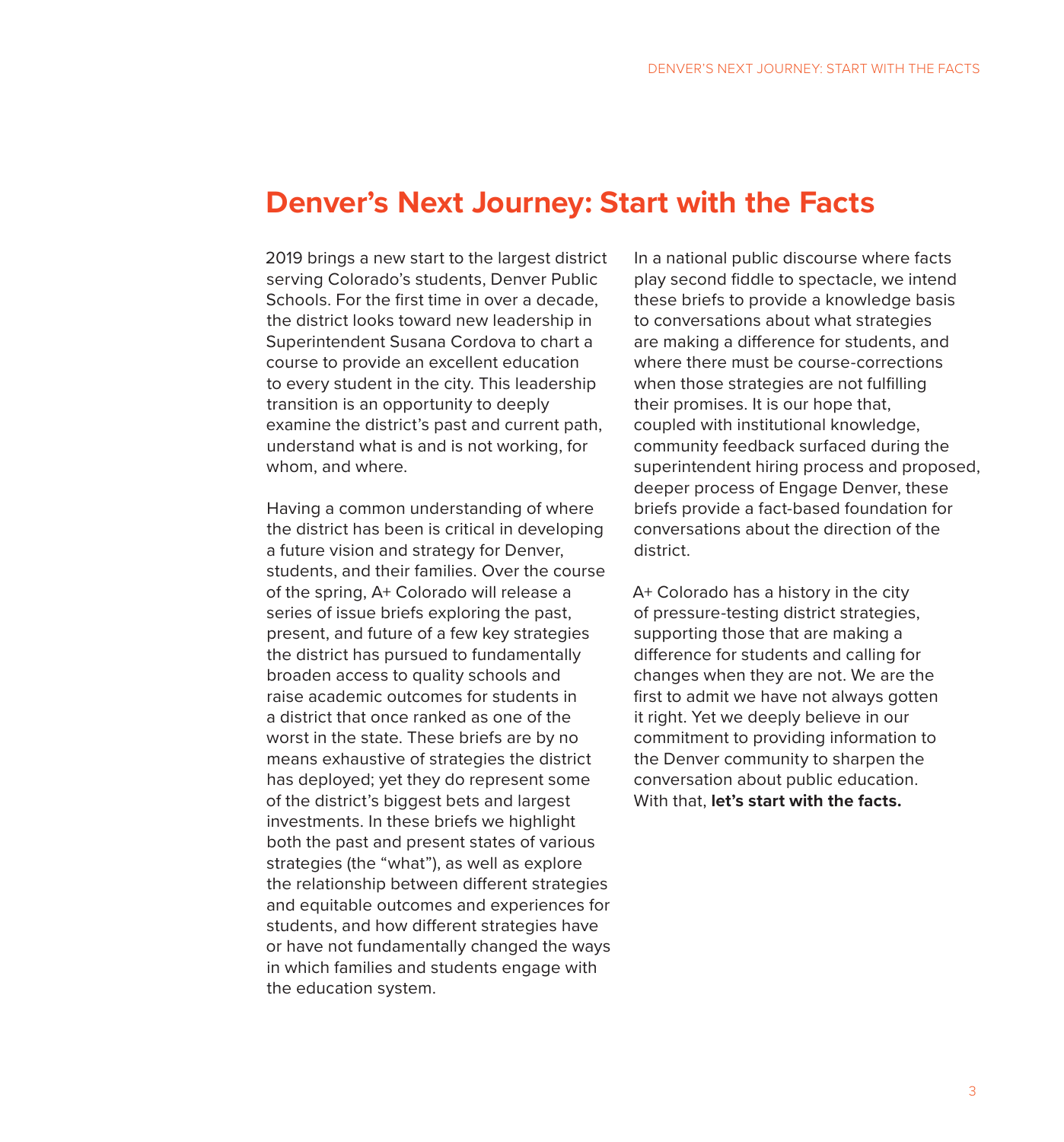# Denver's Next Journey: Start with the Facts

2019 brings a new start to the largest district serving Colorado's students, Denver Public Schools. For the first time in over a decade, the district looks toward new leadership in Superintendent Susana Cordova to chart a course to provide an excellent education to every student in the city. This leadership transition is an opportunity to deeply examine the district's past and current path, understand what is and is not working, for whom, and where.

Having a common understanding of where the district has been is critical in developing a future vision and strategy for Denver, students, and their families. Over the course of the spring, A+ Colorado will release a series of issue briefs exploring the past, present, and future of a few key strategies the district has pursued to fundamentally broaden access to quality schools and raise academic outcomes for students in a district that once ranked as one of the worst in the state. These briefs are by no means exhaustive of strategies the district has deployed; yet they do represent some of the district's biggest bets and largest investments. In these briefs we highlight both the past and present states of various strategies (the "what"), as well as explore the relationship between different strategies and equitable outcomes and experiences for students, and how different strategies have or have not fundamentally changed the ways in which families and students engage with the education system.

In a national public discourse where facts play second fiddle to spectacle, we intend these briefs to provide a knowledge basis to conversations about what strategies are making a difference for students, and where there must be course-corrections when those strategies are not fulfilling their promises. It is our hope that, coupled with institutional knowledge, community feedback surfaced during the superintendent hiring process and proposed, deeper process of Engage Denver, these briefs provide a fact-based foundation for conversations about the direction of the district.

A+ Colorado has a history in the city of pressure-testing district strategies, supporting those that are making a difference for students and calling for changes when they are not. We are the first to admit we have not always gotten it right. Yet we deeply believe in our commitment to providing information to the Denver community to sharpen the conversation about public education. With that, **let's start with the facts.**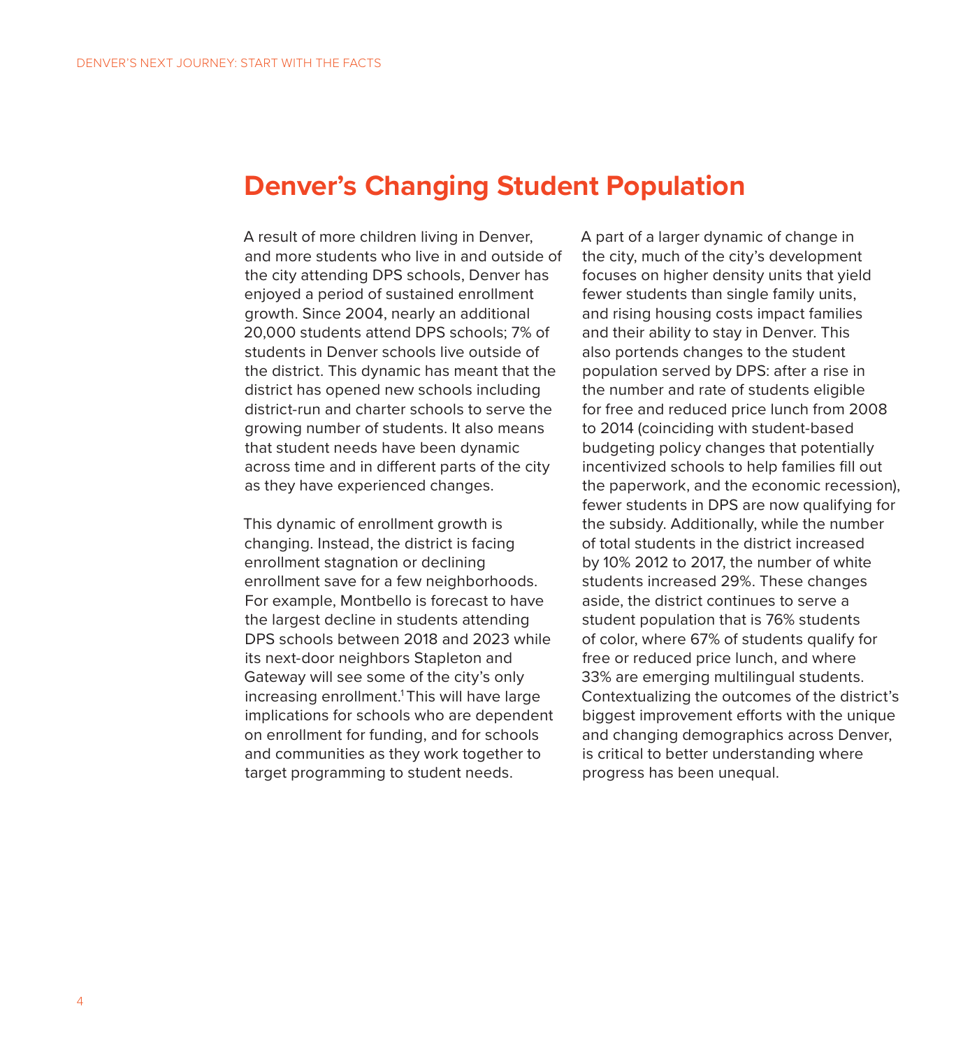# Denver's Changing Student Population

A result of more children living in Denver, and more students who live in and outside of the city attending DPS schools, Denver has enjoyed a period of sustained enrollment growth. Since 2004, nearly an additional 20,000 students attend DPS schools; 7% of students in Denver schools live outside of the district. This dynamic has meant that the district has opened new schools including district-run and charter schools to serve the growing number of students. It also means that student needs have been dynamic across time and in different parts of the city as they have experienced changes.

This dynamic of enrollment growth is changing. Instead, the district is facing enrollment stagnation or declining enrollment save for a few neighborhoods. For example, Montbello is forecast to have the largest decline in students attending DPS schools between 2018 and 2023 while its next-door neighbors Stapleton and Gateway will see some of the city's only increasing enrollment.[1] This will have large implications for schools who are dependent on enrollment for funding, and for schools and communities as they work together to target programming to student needs.

A part of a larger dynamic of change in the city, much of the city's development focuses on higher density units that yield fewer students than single family units, and rising housing costs impact families and their ability to stay in Denver. This also portends changes to the student population served by DPS: after a rise in the number and rate of students eligible for free and reduced price lunch from 2008 to 2014 (coinciding with student-based budgeting policy changes that potentially incentivized schools to help families fill out the paperwork, and the economic recession), fewer students in DPS are now qualifying for the subsidy. Additionally, while the number of total students in the district increased by 10% 2012 to 2017, the number of white students increased 29%. These changes aside, the district continues to serve a student population that is 76% students of color, where 67% of students qualify for free or reduced price lunch, and where 33% are emerging multilingual students. Contextualizing the outcomes of the district's biggest improvement efforts with the unique and changing demographics across Denver, is critical to better understanding where progress has been unequal.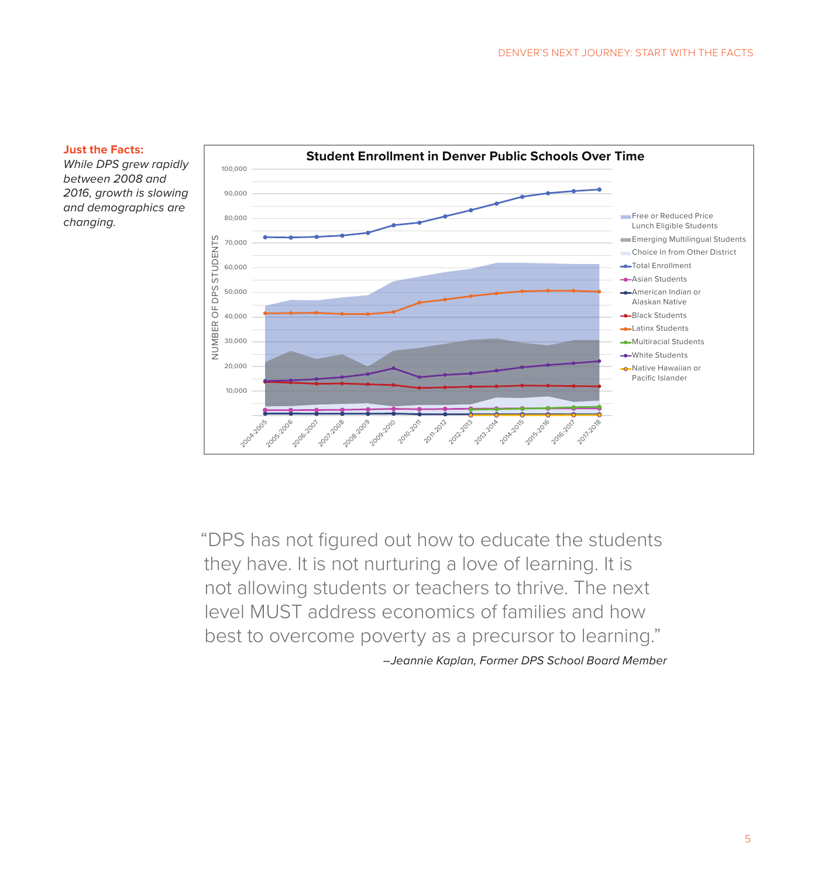**Just the Facts:**
*While DPS grew rapidly between 2008 and 2016, growth is slowing and demographics are changing.*

**Student Enrollment in Denver Public Schools Over Time**

“DPS has not figured out how to educate the students they have. It is not nurturing a love of learning. It is not allowing students or teachers to thrive. The next level MUST address economics of families and how best to overcome poverty as a precursor to learning.”

*–Jeannie Kaplan, Former DPS School Board Member*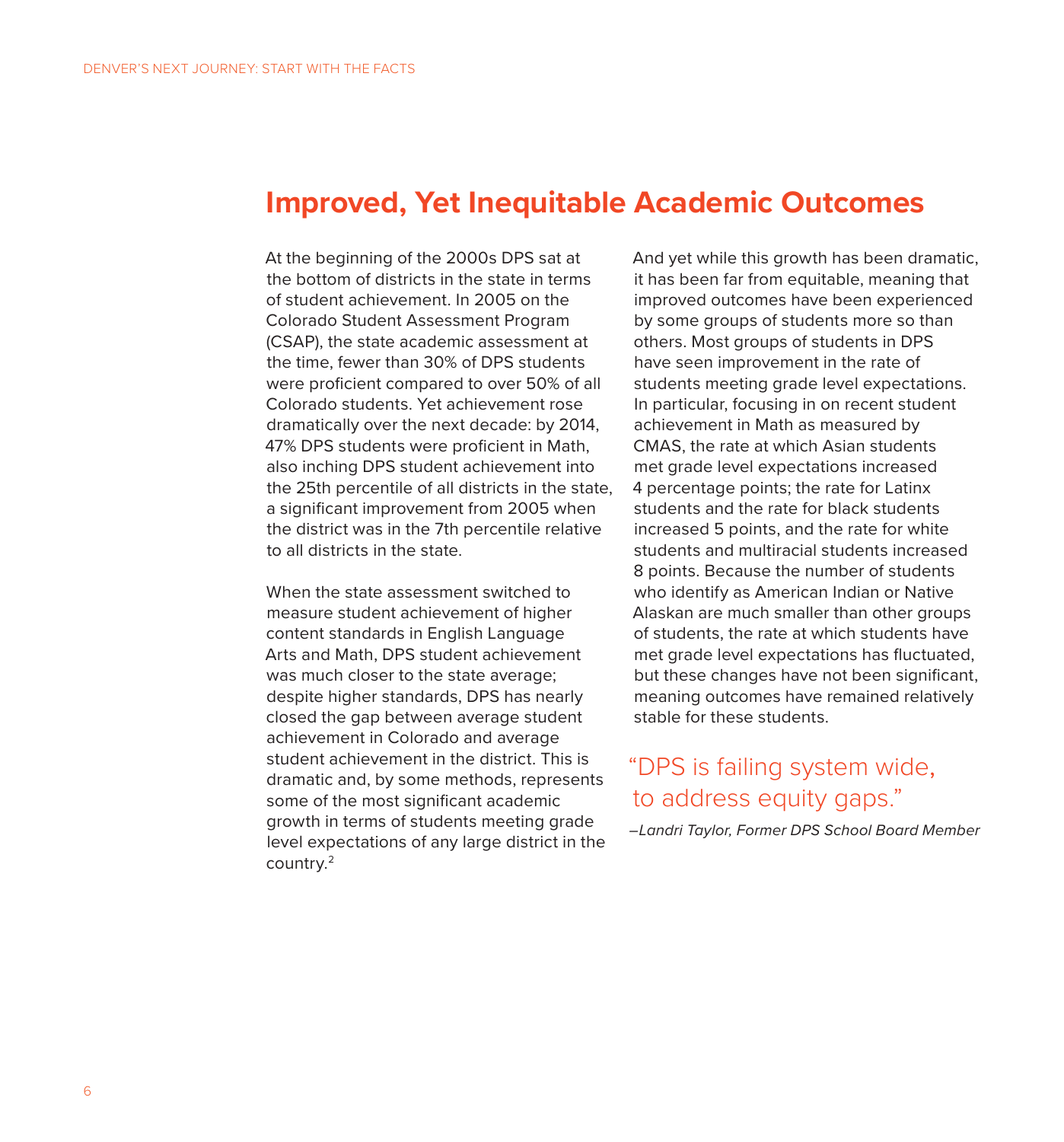## Improved, Yet Inequitable Academic Outcomes

At the beginning of the 2000s DPS sat at the bottom of districts in the state in terms of student achievement. In 2005 on the Colorado Student Assessment Program (CSAP), the state academic assessment at the time, fewer than 30% of DPS students were proficient compared to over 50% of all Colorado students. Yet achievement rose dramatically over the next decade: by 2014, 47% DPS students were proficient in Math, also inching DPS student achievement into the 25th percentile of all districts in the state, a significant improvement from 2005 when the district was in the 7th percentile relative to all districts in the state.

When the state assessment switched to measure student achievement of higher content standards in English Language Arts and Math, DPS student achievement was much closer to the state average; despite higher standards, DPS has nearly closed the gap between average student achievement in Colorado and average student achievement in the district. This is dramatic and, by some methods, represents some of the most significant academic growth in terms of students meeting grade level expectations of any large district in the country.[2]

And yet while this growth has been dramatic, it has been far from equitable, meaning that improved outcomes have been experienced by some groups of students more so than others. Most groups of students in DPS have seen improvement in the rate of students meeting grade level expectations. In particular, focusing in on recent student achievement in Math as measured by CMAS, the rate at which Asian students met grade level expectations increased 4 percentage points; the rate for Latinx students and the rate for black students increased 5 points, and the rate for white students and multiracial students increased 8 points. Because the number of students who identify as American Indian or Native Alaskan are much smaller than other groups of students, the rate at which students have met grade level expectations has fluctuated, but these changes have not been significant, meaning outcomes have remained relatively stable for these students.

> "DPS is failing system wide, to address equity gaps."
>
> *–Landri Taylor, Former DPS School Board Member*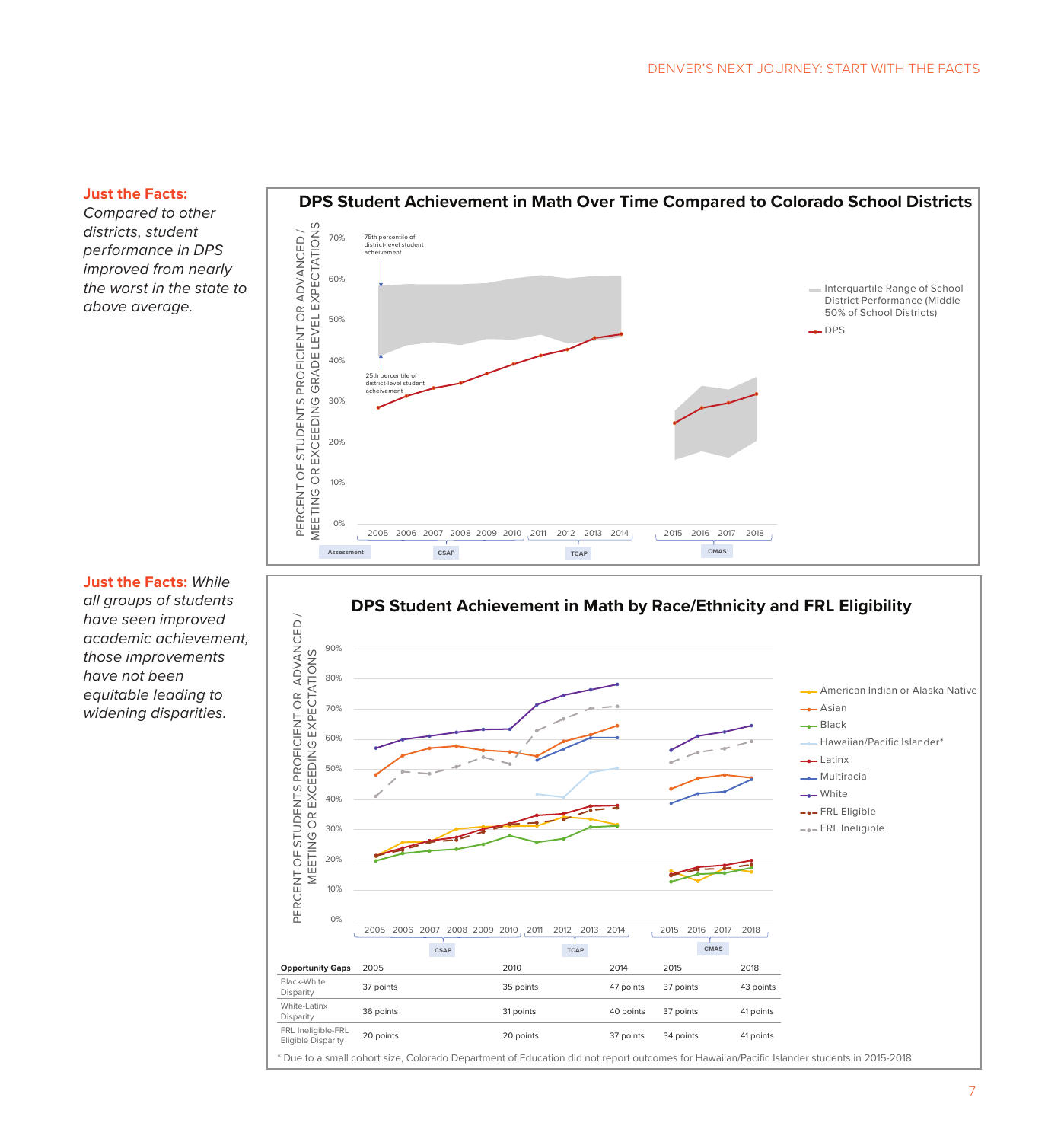**Just the Facts:** *Compared to other districts, student performance in DPS improved from nearly the worst in the state to above average.*

## DPS Student Achievement in Math Over Time Compared to Colorado School Districts

PERCENT OF STUDENTS PROFICIENT OR ADVANCED / MEETING OR EXCEEDING GRADE LEVEL EXPECTATIONS

75th percentile of district-level student acheivement

25th percentile of district-level student acheivement

- Interquartile Range of School District Performance (Middle 50% of School Districts)
- DPS

Assessment: CSAP (2005–2010), TCAP (2011–2014), CMAS (2015–2018)

**Just the Facts:** *While all groups of students have seen improved academic achievement, those improvements have not been equitable leading to widening disparities.*

## DPS Student Achievement in Math by Race/Ethnicity and FRL Eligibility

PERCENT OF STUDENTS PROFICIENT OR ADVANCED / MEETING OR EXCEEDING EXPECTATIONS

- American Indian or Alaska Native
- Asian
- Black
- Hawaiian/Pacific Islander*
- Latinx
- Multiracial
- White
- FRL Eligible
- FRL Ineligible

CSAP (2005–2010), TCAP (2011–2014), CMAS (2015–2018)

| Opportunity Gaps | 2005 | 2010 | 2014 | 2015 | 2018 |
|---|---|---|---|---|---|
| Black-White Disparity | 37 points | 35 points | 47 points | 37 points | 43 points |
| White-Latinx Disparity | 36 points | 31 points | 40 points | 37 points | 41 points |
| FRL Ineligible-FRL Eligible Disparity | 20 points | 20 points | 37 points | 34 points | 41 points |

\* Due to a small cohort size, Colorado Department of Education did not report outcomes for Hawaiian/Pacific Islander students in 2015-2018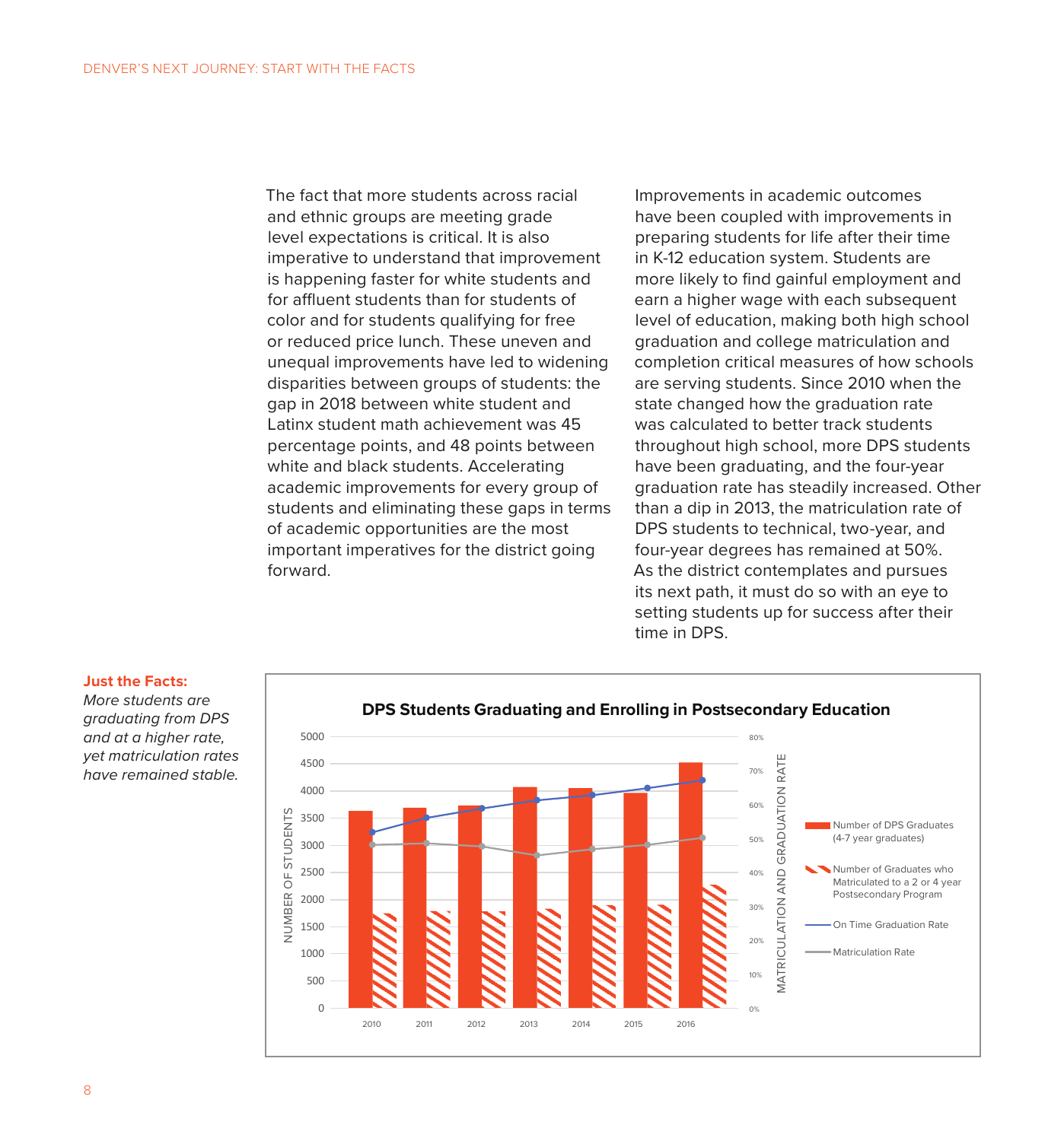The fact that more students across racial and ethnic groups are meeting grade level expectations is critical. It is also imperative to understand that improvement is happening faster for white students and for affluent students than for students of color and for students qualifying for free or reduced price lunch. These uneven and unequal improvements have led to widening disparities between groups of students: the gap in 2018 between white student and Latinx student math achievement was 45 percentage points, and 48 points between white and black students. Accelerating academic improvements for every group of students and eliminating these gaps in terms of academic opportunities are the most important imperatives for the district going forward.

Improvements in academic outcomes have been coupled with improvements in preparing students for life after their time in K-12 education system. Students are more likely to find gainful employment and earn a higher wage with each subsequent level of education, making both high school graduation and college matriculation and completion critical measures of how schools are serving students. Since 2010 when the state changed how the graduation rate was calculated to better track students throughout high school, more DPS students have been graduating, and the four-year graduation rate has steadily increased. Other than a dip in 2013, the matriculation rate of DPS students to technical, two-year, and four-year degrees has remained at 50%. As the district contemplates and pursues its next path, it must do so with an eye to setting students up for success after their time in DPS.

**Just the Facts:**
*More students are graduating from DPS and at a higher rate, yet matriculation rates have remained stable.*

**DPS Students Graduating and Enrolling in Postsecondary Education**

Legend: Number of DPS Graduates (4-7 year graduates); Number of Graduates who Matriculated to a 2 or 4 year Postsecondary Program; On Time Graduation Rate; Matriculation Rate

Left axis: NUMBER OF STUDENTS (0–5000). Right axis: MATRICULATION AND GRADUATION RATE (0%–80%). Years: 2010, 2011, 2012, 2013, 2014, 2015, 2016.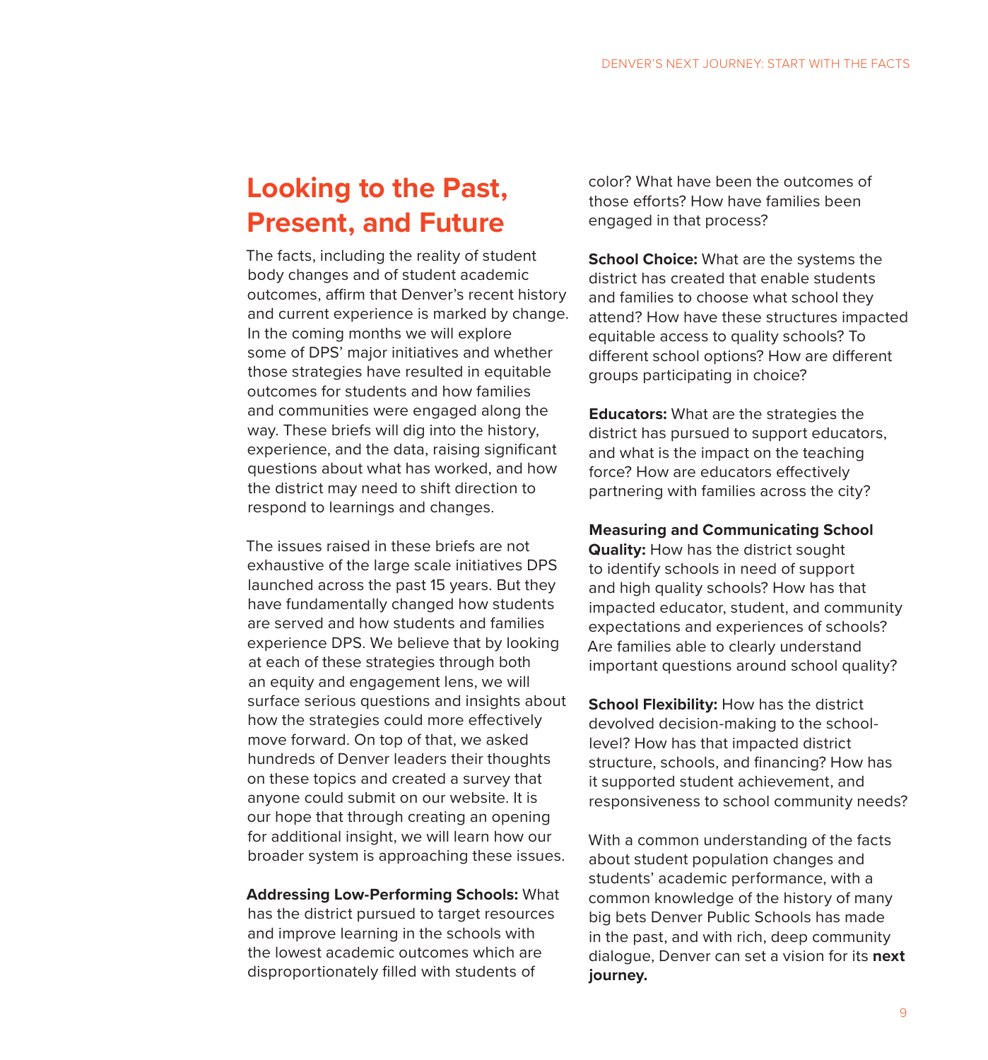## Looking to the Past, Present, and Future

The facts, including the reality of student body changes and of student academic outcomes, affirm that Denver's recent history and current experience is marked by change. In the coming months we will explore some of DPS' major initiatives and whether those strategies have resulted in equitable outcomes for students and how families and communities were engaged along the way. These briefs will dig into the history, experience, and the data, raising significant questions about what has worked, and how the district may need to shift direction to respond to learnings and changes.

The issues raised in these briefs are not exhaustive of the large scale initiatives DPS launched across the past 15 years. But they have fundamentally changed how students are served and how students and families experience DPS. We believe that by looking at each of these strategies through both an equity and engagement lens, we will surface serious questions and insights about how the strategies could more effectively move forward. On top of that, we asked hundreds of Denver leaders their thoughts on these topics and created a survey that anyone could submit on our website. It is our hope that through creating an opening for additional insight, we will learn how our broader system is approaching these issues.

**Addressing Low-Performing Schools:** What has the district pursued to target resources and improve learning in the schools with the lowest academic outcomes which are disproportionately filled with students of color? What have been the outcomes of those efforts? How have families been engaged in that process?

**School Choice:** What are the systems the district has created that enable students and families to choose what school they attend? How have these structures impacted equitable access to quality schools? To different school options? How are different groups participating in choice?

**Educators:** What are the strategies the district has pursued to support educators, and what is the impact on the teaching force? How are educators effectively partnering with families across the city?

**Measuring and Communicating School Quality:** How has the district sought to identify schools in need of support and high quality schools? How has that impacted educator, student, and community expectations and experiences of schools? Are families able to clearly understand important questions around school quality?

**School Flexibility:** How has the district devolved decision-making to the school-level? How has that impacted district structure, schools, and financing? How has it supported student achievement, and responsiveness to school community needs?

With a common understanding of the facts about student population changes and students' academic performance, with a common knowledge of the history of many big bets Denver Public Schools has made in the past, and with rich, deep community dialogue, Denver can set a vision for its **next journey.**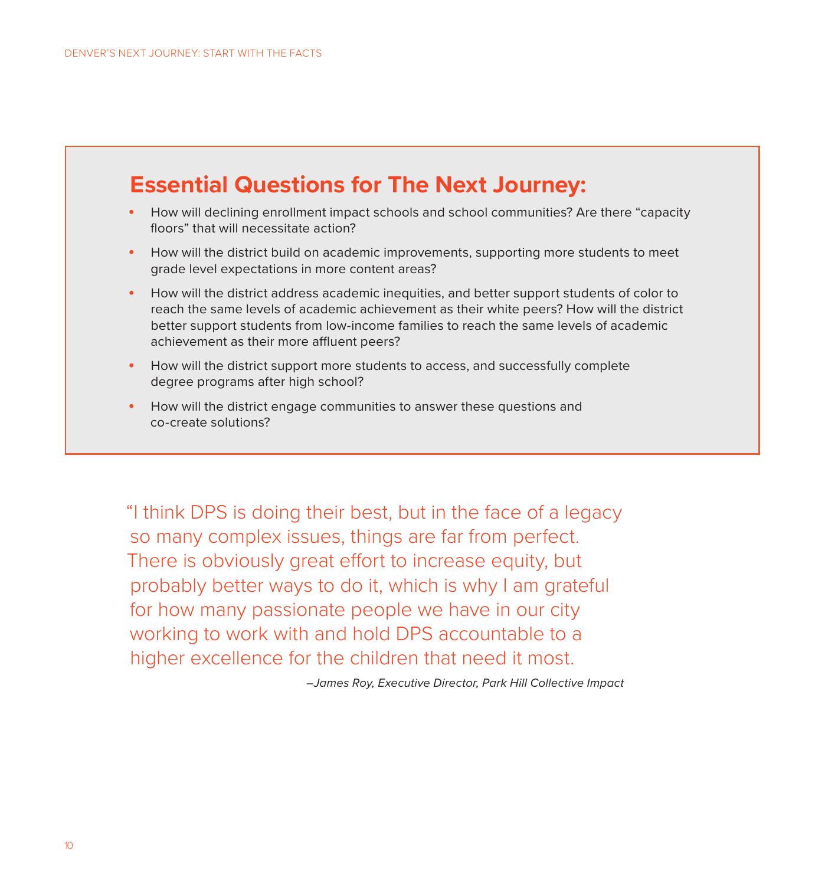## Essential Questions for The Next Journey:

- How will declining enrollment impact schools and school communities? Are there "capacity floors" that will necessitate action?
- How will the district build on academic improvements, supporting more students to meet grade level expectations in more content areas?
- How will the district address academic inequities, and better support students of color to reach the same levels of academic achievement as their white peers? How will the district better support students from low-income families to reach the same levels of academic achievement as their more affluent peers?
- How will the district support more students to access, and successfully complete degree programs after high school?
- How will the district engage communities to answer these questions and co-create solutions?

> "I think DPS is doing their best, but in the face of a legacy so many complex issues, things are far from perfect. There is obviously great effort to increase equity, but probably better ways to do it, which is why I am grateful for how many passionate people we have in our city working to work with and hold DPS accountable to a higher excellence for the children that need it most.
>
> *–James Roy, Executive Director, Park Hill Collective Impact*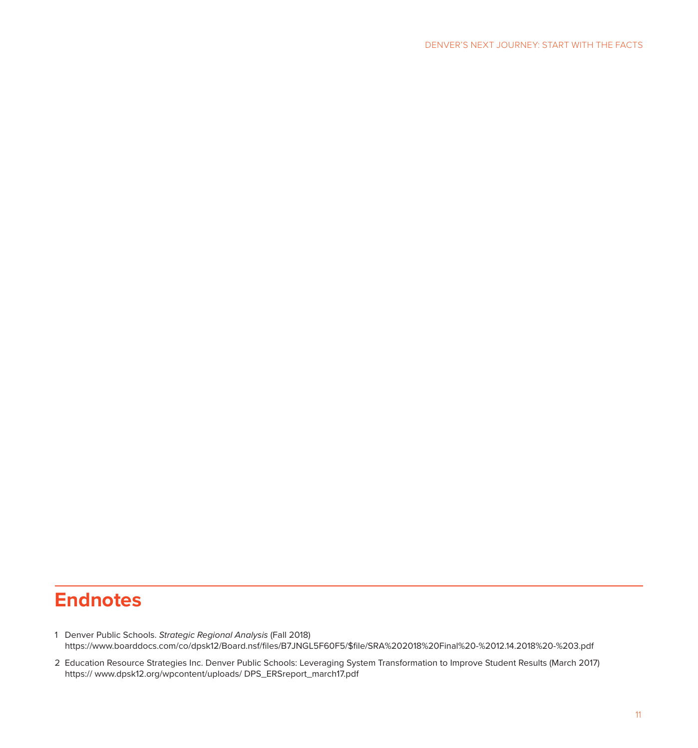# Endnotes

1 Denver Public Schools. *Strategic Regional Analysis* (Fall 2018) https://www.boarddocs.com/co/dpsk12/Board.nsf/files/B7JNGL5F60F5/$file/SRA%202018%20Final%20-%2012.14.2018%20-%203.pdf

2 Education Resource Strategies Inc. Denver Public Schools: Leveraging System Transformation to Improve Student Results (March 2017) https:// www.dpsk12.org/wpcontent/uploads/ DPS_ERSreport_march17.pdf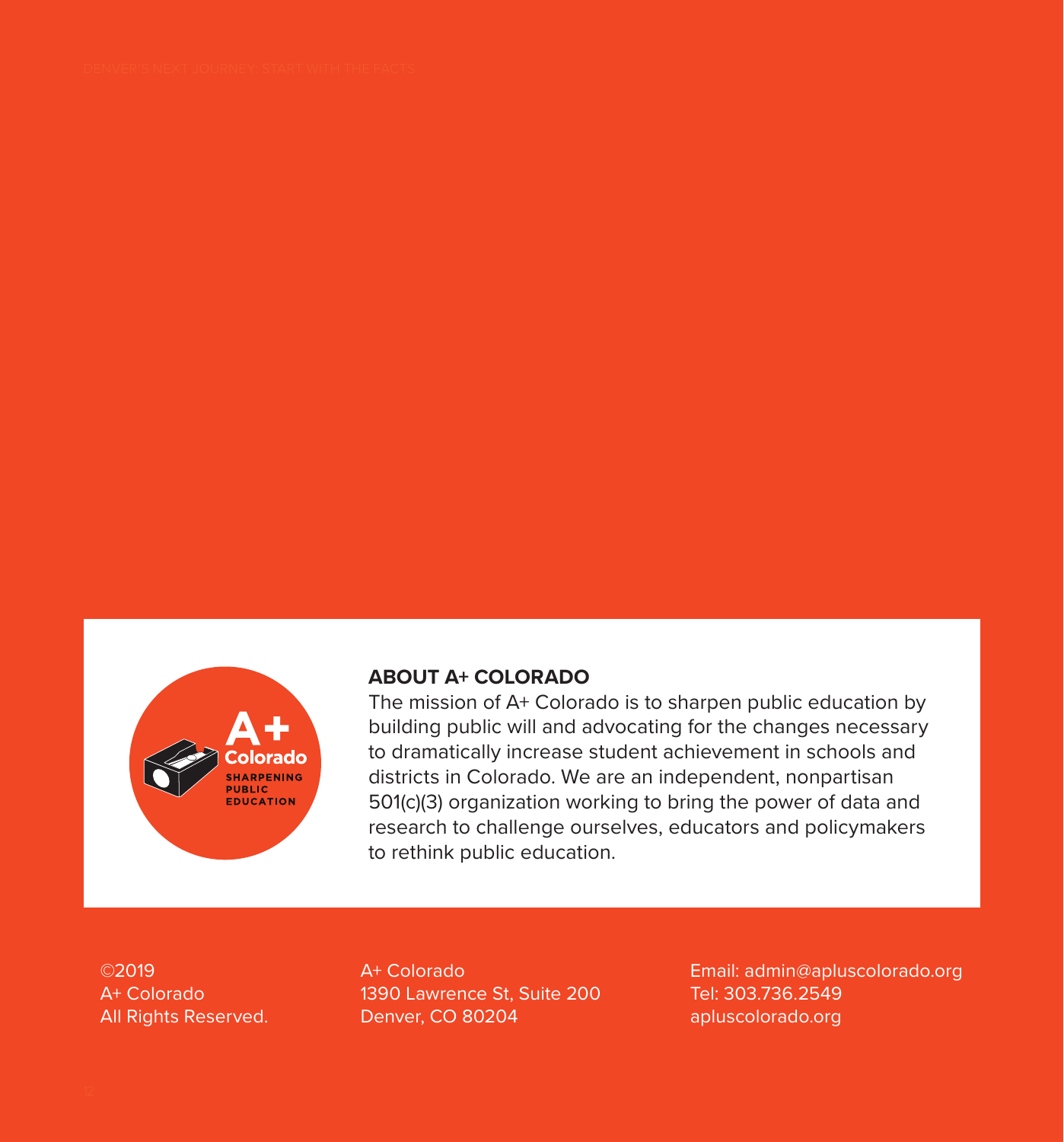## ABOUT A+ COLORADO

The mission of A+ Colorado is to sharpen public education by building public will and advocating for the changes necessary to dramatically increase student achievement in schools and districts in Colorado. We are an independent, nonpartisan 501(c)(3) organization working to bring the power of data and research to challenge ourselves, educators and policymakers to rethink public education.

©2019
A+ Colorado
All Rights Reserved.

A+ Colorado
1390 Lawrence St, Suite 200
Denver, CO 80204

Email: admin@apluscolorado.org
Tel: 303.736.2549
apluscolorado.org